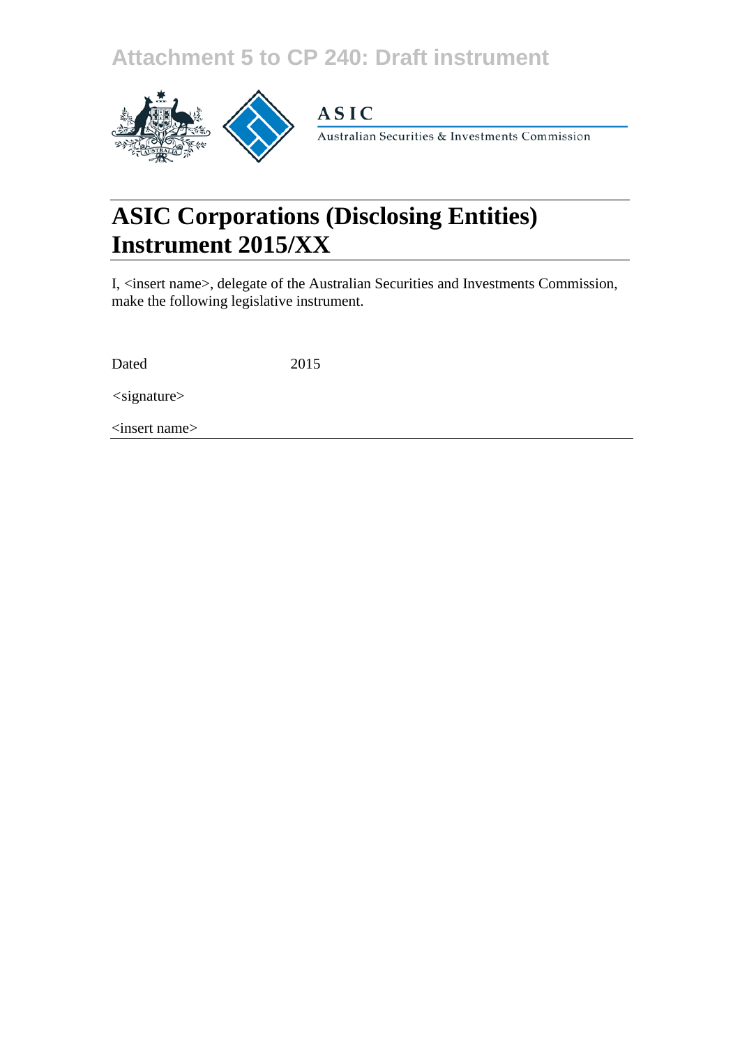Attachment 5 to CP 240: Draft instrument

ASIC

Australian Securities & Investments Commission

# ASIC Corporations (Disclosing Entities) Instrument 2015/XX

I, <insert name>, delegate of the Australian Securities and Investments Commission, make the following legislative instrument.

Dated 2015

<signature>

<insert name>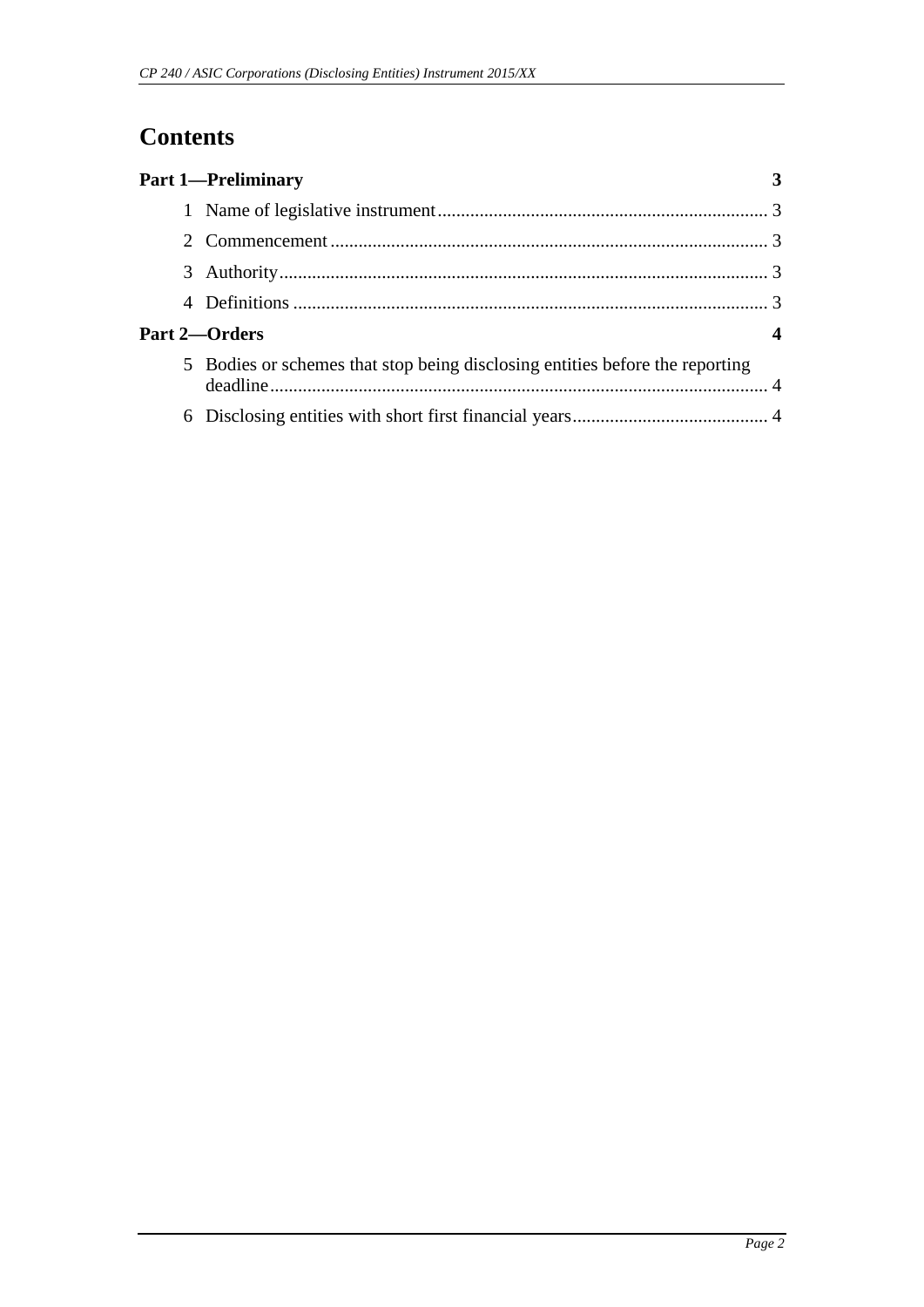# Contents

**Part 1—Preliminary** **3**

1 Name of legislative instrument ........................................................................ 3

2 Commencement ............................................................................................... 3

3 Authority .......................................................................................................... 3

4 Definitions ....................................................................................................... 3

**Part 2—Orders** **4**

5 Bodies or schemes that stop being disclosing entities before the reporting deadline ........................................................................................................... 4

6 Disclosing entities with short first financial years ........................................... 4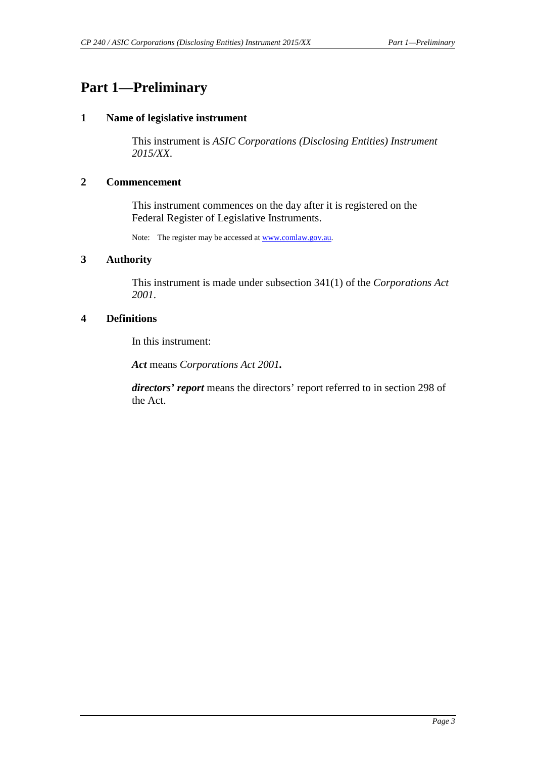# Part 1—Preliminary

## 1 Name of legislative instrument

This instrument is *ASIC Corporations (Disclosing Entities) Instrument 2015/XX*.

## 2 Commencement

This instrument commences on the day after it is registered on the Federal Register of Legislative Instruments.

Note: The register may be accessed at www.comlaw.gov.au.

## 3 Authority

This instrument is made under subsection 341(1) of the *Corporations Act 2001*.

## 4 Definitions

In this instrument:

***Act*** means *Corporations Act 2001*.

***directors' report*** means the directors' report referred to in section 298 of the Act.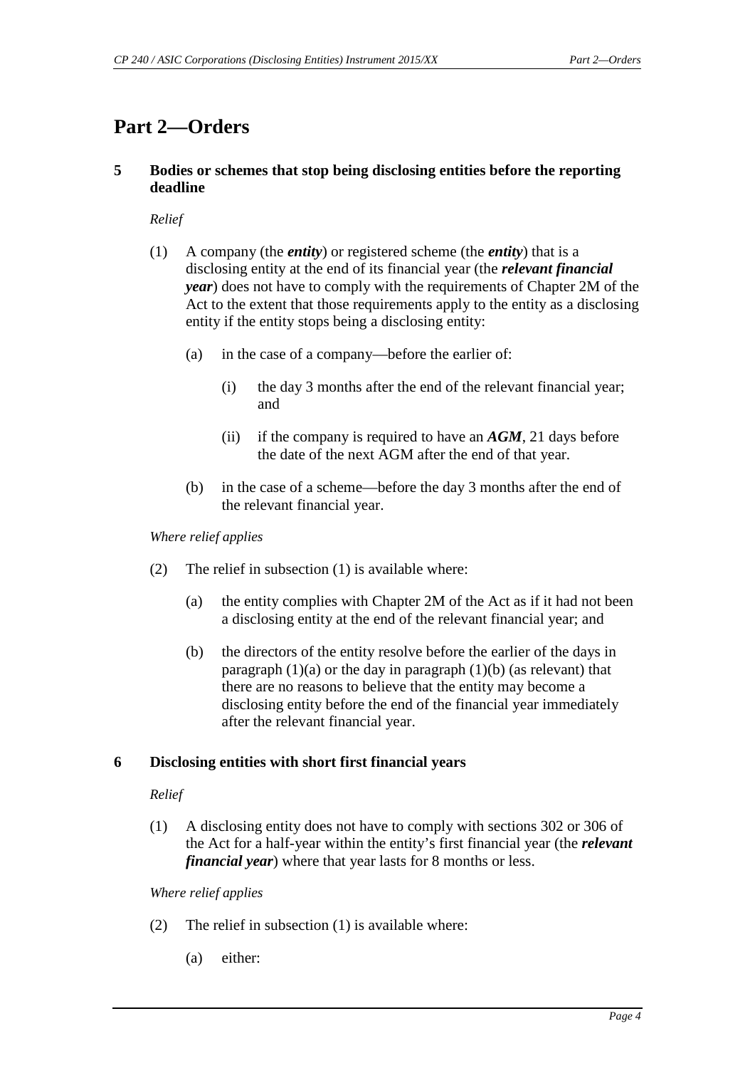# Part 2—Orders

### 5 Bodies or schemes that stop being disclosing entities before the reporting deadline

*Relief*

(1) A company (the ***entity***) or registered scheme (the ***entity***) that is a disclosing entity at the end of its financial year (the ***relevant financial year***) does not have to comply with the requirements of Chapter 2M of the Act to the extent that those requirements apply to the entity as a disclosing entity if the entity stops being a disclosing entity:

(a) in the case of a company—before the earlier of:

(i) the day 3 months after the end of the relevant financial year; and

(ii) if the company is required to have an ***AGM***, 21 days before the date of the next AGM after the end of that year.

(b) in the case of a scheme—before the day 3 months after the end of the relevant financial year.

*Where relief applies*

(2) The relief in subsection (1) is available where:

(a) the entity complies with Chapter 2M of the Act as if it had not been a disclosing entity at the end of the relevant financial year; and

(b) the directors of the entity resolve before the earlier of the days in paragraph (1)(a) or the day in paragraph (1)(b) (as relevant) that there are no reasons to believe that the entity may become a disclosing entity before the end of the financial year immediately after the relevant financial year.

### 6 Disclosing entities with short first financial years

*Relief*

(1) A disclosing entity does not have to comply with sections 302 or 306 of the Act for a half-year within the entity's first financial year (the ***relevant financial year***) where that year lasts for 8 months or less.

*Where relief applies*

(2) The relief in subsection (1) is available where:

(a) either: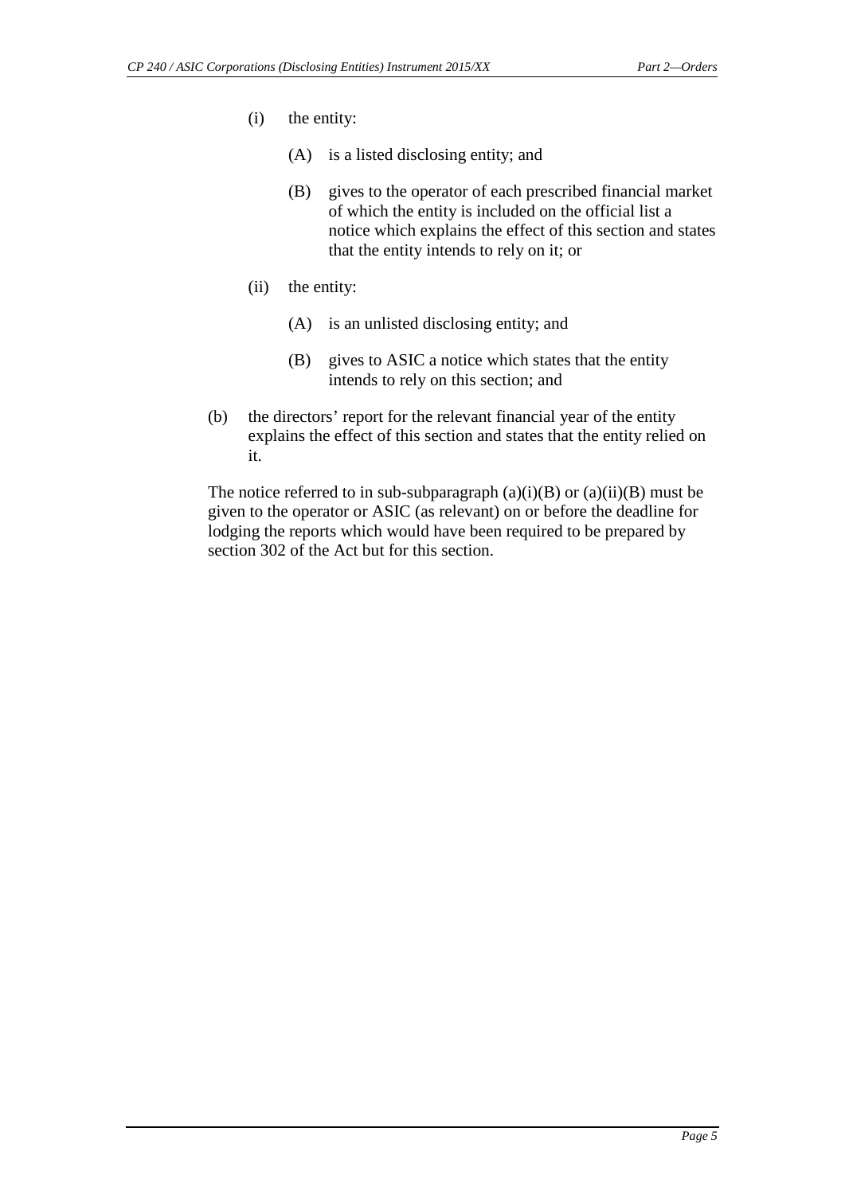(i) the entity:

(A) is a listed disclosing entity; and

(B) gives to the operator of each prescribed financial market of which the entity is included on the official list a notice which explains the effect of this section and states that the entity intends to rely on it; or

(ii) the entity:

(A) is an unlisted disclosing entity; and

(B) gives to ASIC a notice which states that the entity intends to rely on this section; and

(b) the directors' report for the relevant financial year of the entity explains the effect of this section and states that the entity relied on it.

The notice referred to in sub-subparagraph (a)(i)(B) or (a)(ii)(B) must be given to the operator or ASIC (as relevant) on or before the deadline for lodging the reports which would have been required to be prepared by section 302 of the Act but for this section.